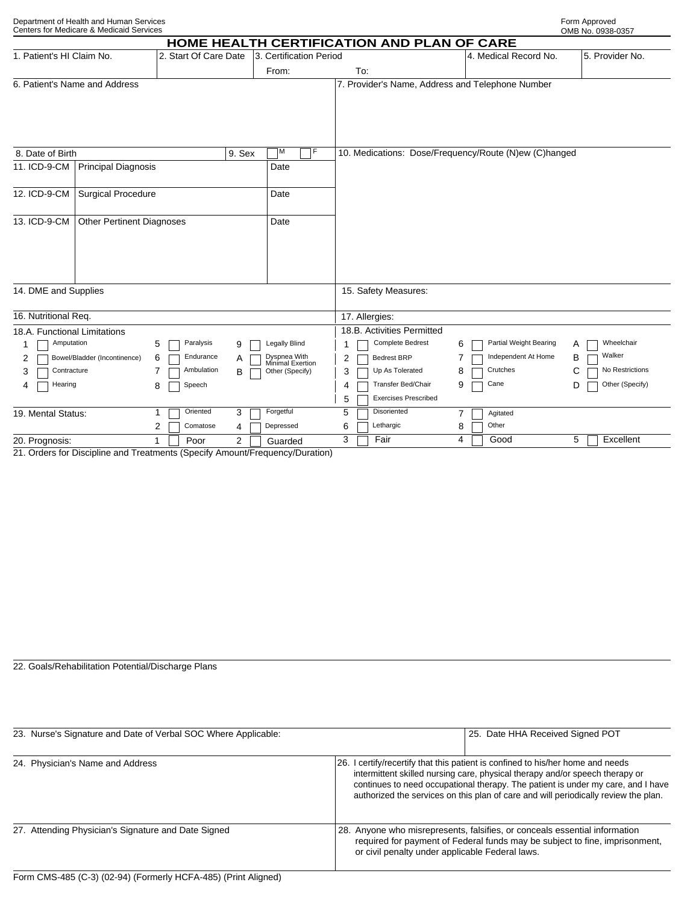Department of Health and Human Services
Centers for Medicare & Medicaid Services

Form Approved
OMB No. 0938-0357

# HOME HEALTH CERTIFICATION AND PLAN OF CARE

| 1. Patient's HI Claim No. | 2. Start Of Care Date | 3. Certification Period From: To: | 4. Medical Record No. | 5. Provider No. |
|---|---|---|---|---|
| | | | | |

| 6. Patient's Name and Address | 7. Provider's Name, Address and Telephone Number |
|---|---|
| | |

| 8. Date of Birth | 9. Sex ☐ M ☐ F | 10. Medications: Dose/Frequency/Route (N)ew (C)hanged |
|---|---|---|
| | | |

| 11. ICD-9-CM | Principal Diagnosis | Date |
|---|---|---|
| | | |
| **12. ICD-9-CM** | **Surgical Procedure** | **Date** |
| | | |
| **13. ICD-9-CM** | **Other Pertinent Diagnoses** | **Date** |
| | | |

| 14. DME and Supplies | 15. Safety Measures: |
|---|---|
| 16. Nutritional Req. | 17. Allergies: |

**18.A. Functional Limitations**

1 ☐ Amputation
2 ☐ Bowel/Bladder (Incontinence)
3 ☐ Contracture
4 ☐ Hearing
5 ☐ Paralysis
6 ☐ Endurance
7 ☐ Ambulation
8 ☐ Speech
9 ☐ Legally Blind
A ☐ Dyspnea With Minimal Exertion
B ☐ Other (Specify)

**18.B. Activities Permitted**

1 ☐ Complete Bedrest
2 ☐ Bedrest BRP
3 ☐ Up As Tolerated
4 ☐ Transfer Bed/Chair
5 ☐ Exercises Prescribed
6 ☐ Partial Weight Bearing
7 ☐ Independent At Home
8 ☐ Crutches
9 ☐ Cane
A ☐ Wheelchair
B ☐ Walker
C ☐ No Restrictions
D ☐ Other (Specify)

**19. Mental Status:**
1 ☐ Oriented
2 ☐ Comatose
3 ☐ Forgetful
4 ☐ Depressed
5 ☐ Disoriented
6 ☐ Lethargic
7 ☐ Agitated
8 ☐ Other

**20. Prognosis:**
1 ☐ Poor
2 ☐ Guarded
3 ☐ Fair
4 ☐ Good
5 ☐ Excellent

21. Orders for Discipline and Treatments (Specify Amount/Frequency/Duration)

22. Goals/Rehabilitation Potential/Discharge Plans

| 23. Nurse's Signature and Date of Verbal SOC Where Applicable: | 25. Date HHA Received Signed POT |
|---|---|
| **24. Physician's Name and Address** | **26.** I certify/recertify that this patient is confined to his/her home and needs intermittent skilled nursing care, physical therapy and/or speech therapy or continues to need occupational therapy. The patient is under my care, and I have authorized the services on this plan of care and will periodically review the plan. |
| **27. Attending Physician's Signature and Date Signed** | **28.** Anyone who misrepresents, falsifies, or conceals essential information required for payment of Federal funds may be subject to fine, imprisonment, or civil penalty under applicable Federal laws. |

Form CMS-485 (C-3) (02-94) (Formerly HCFA-485) (Print Aligned)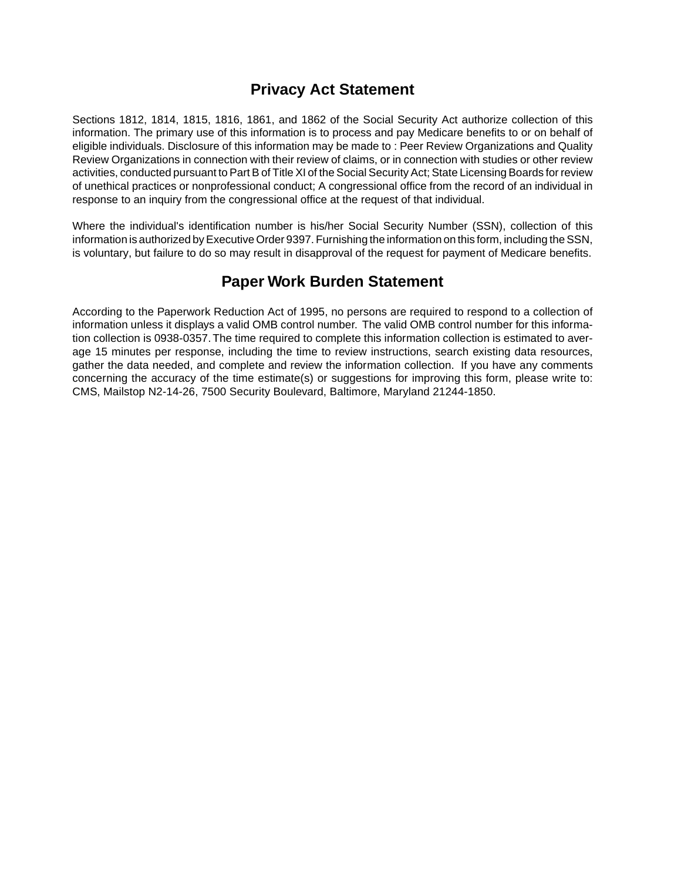## Privacy Act Statement

Sections 1812, 1814, 1815, 1816, 1861, and 1862 of the Social Security Act authorize collection of this information. The primary use of this information is to process and pay Medicare benefits to or on behalf of eligible individuals. Disclosure of this information may be made to : Peer Review Organizations and Quality Review Organizations in connection with their review of claims, or in connection with studies or other review activities, conducted pursuant to Part B of Title XI of the Social Security Act; State Licensing Boards for review of unethical practices or nonprofessional conduct; A congressional office from the record of an individual in response to an inquiry from the congressional office at the request of that individual.

Where the individual's identification number is his/her Social Security Number (SSN), collection of this information is authorized by Executive Order 9397. Furnishing the information on this form, including the SSN, is voluntary, but failure to do so may result in disapproval of the request for payment of Medicare benefits.

## Paper Work Burden Statement

According to the Paperwork Reduction Act of 1995, no persons are required to respond to a collection of information unless it displays a valid OMB control number. The valid OMB control number for this information collection is 0938-0357. The time required to complete this information collection is estimated to average 15 minutes per response, including the time to review instructions, search existing data resources, gather the data needed, and complete and review the information collection. If you have any comments concerning the accuracy of the time estimate(s) or suggestions for improving this form, please write to: CMS, Mailstop N2-14-26, 7500 Security Boulevard, Baltimore, Maryland 21244-1850.